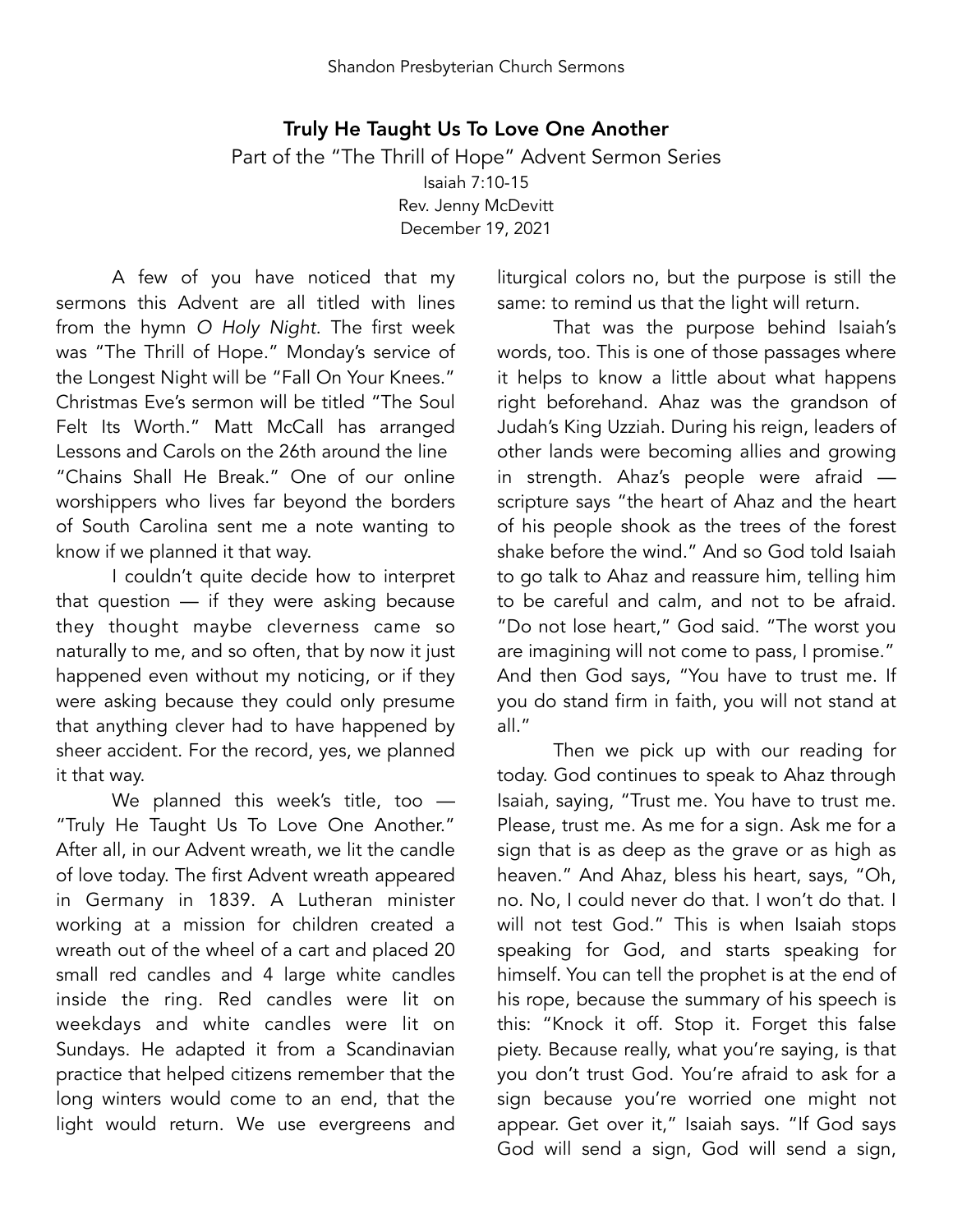# Truly He Taught Us To Love One Another

Part of the "The Thrill of Hope" Advent Sermon Series

Isaiah 7:10-15

Rev. Jenny McDevitt

December 19, 2021

A few of you have noticed that my sermons this Advent are all titled with lines from the hymn *O Holy Night*. The first week was "The Thrill of Hope." Monday's service of the Longest Night will be "Fall On Your Knees." Christmas Eve's sermon will be titled "The Soul Felt Its Worth." Matt McCall has arranged Lessons and Carols on the 26th around the line "Chains Shall He Break." One of our online worshippers who lives far beyond the borders of South Carolina sent me a note wanting to know if we planned it that way.

I couldn't quite decide how to interpret that question — if they were asking because they thought maybe cleverness came so naturally to me, and so often, that by now it just happened even without my noticing, or if they were asking because they could only presume that anything clever had to have happened by sheer accident. For the record, yes, we planned it that way.

We planned this week's title, too — "Truly He Taught Us To Love One Another." After all, in our Advent wreath, we lit the candle of love today. The first Advent wreath appeared in Germany in 1839. A Lutheran minister working at a mission for children created a wreath out of the wheel of a cart and placed 20 small red candles and 4 large white candles inside the ring. Red candles were lit on weekdays and white candles were lit on Sundays. He adapted it from a Scandinavian practice that helped citizens remember that the long winters would come to an end, that the light would return. We use evergreens and liturgical colors no, but the purpose is still the same: to remind us that the light will return.

That was the purpose behind Isaiah's words, too. This is one of those passages where it helps to know a little about what happens right beforehand. Ahaz was the grandson of Judah's King Uzziah. During his reign, leaders of other lands were becoming allies and growing in strength. Ahaz's people were afraid — scripture says "the heart of Ahaz and the heart of his people shook as the trees of the forest shake before the wind." And so God told Isaiah to go talk to Ahaz and reassure him, telling him to be careful and calm, and not to be afraid. "Do not lose heart," God said. "The worst you are imagining will not come to pass, I promise." And then God says, "You have to trust me. If you do stand firm in faith, you will not stand at all."

Then we pick up with our reading for today. God continues to speak to Ahaz through Isaiah, saying, "Trust me. You have to trust me. Please, trust me. As me for a sign. Ask me for a sign that is as deep as the grave or as high as heaven." And Ahaz, bless his heart, says, "Oh, no. No, I could never do that. I won't do that. I will not test God." This is when Isaiah stops speaking for God, and starts speaking for himself. You can tell the prophet is at the end of his rope, because the summary of his speech is this: "Knock it off. Stop it. Forget this false piety. Because really, what you're saying, is that you don't trust God. You're afraid to ask for a sign because you're worried one might not appear. Get over it," Isaiah says. "If God says God will send a sign, God will send a sign,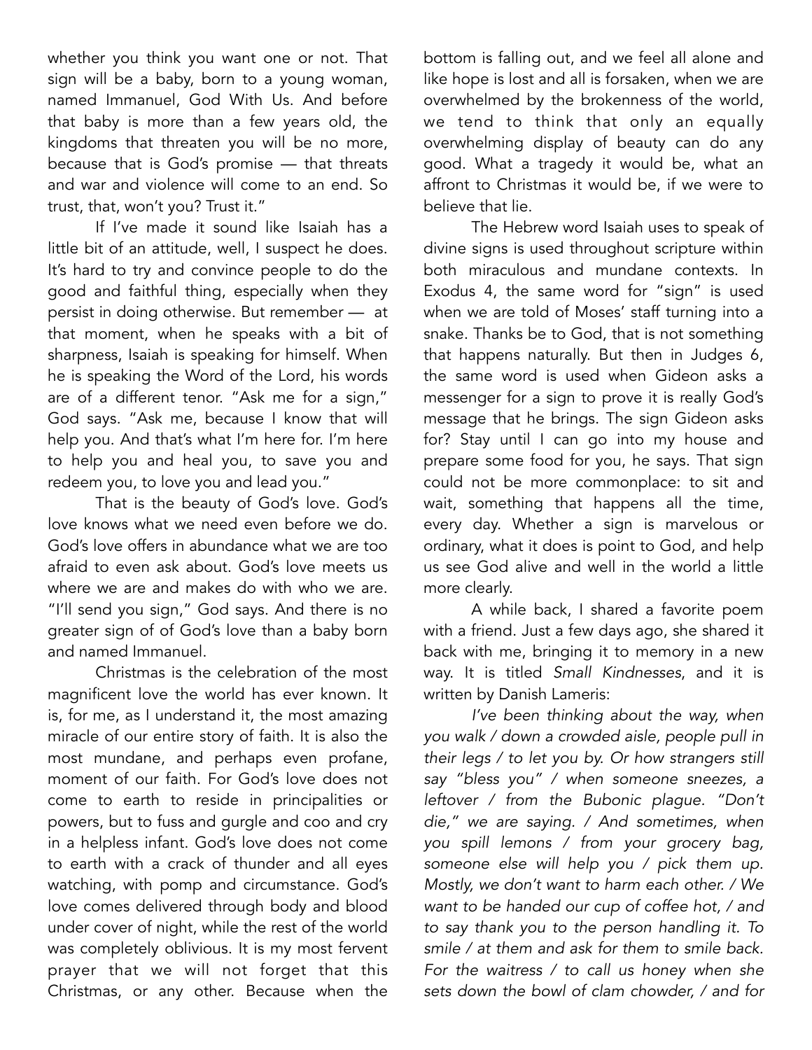whether you think you want one or not. That sign will be a baby, born to a young woman, named Immanuel, God With Us. And before that baby is more than a few years old, the kingdoms that threaten you will be no more, because that is God's promise — that threats and war and violence will come to an end. So trust, that, won't you? Trust it."

If I've made it sound like Isaiah has a little bit of an attitude, well, I suspect he does. It's hard to try and convince people to do the good and faithful thing, especially when they persist in doing otherwise. But remember — at that moment, when he speaks with a bit of sharpness, Isaiah is speaking for himself. When he is speaking the Word of the Lord, his words are of a different tenor. "Ask me for a sign," God says. "Ask me, because I know that will help you. And that's what I'm here for. I'm here to help you and heal you, to save you and redeem you, to love you and lead you."

That is the beauty of God's love. God's love knows what we need even before we do. God's love offers in abundance what we are too afraid to even ask about. God's love meets us where we are and makes do with who we are. "I'll send you sign," God says. And there is no greater sign of of God's love than a baby born and named Immanuel.

Christmas is the celebration of the most magnificent love the world has ever known. It is, for me, as I understand it, the most amazing miracle of our entire story of faith. It is also the most mundane, and perhaps even profane, moment of our faith. For God's love does not come to earth to reside in principalities or powers, but to fuss and gurgle and coo and cry in a helpless infant. God's love does not come to earth with a crack of thunder and all eyes watching, with pomp and circumstance. God's love comes delivered through body and blood under cover of night, while the rest of the world was completely oblivious. It is my most fervent prayer that we will not forget that this Christmas, or any other. Because when the bottom is falling out, and we feel all alone and like hope is lost and all is forsaken, when we are overwhelmed by the brokenness of the world, we tend to think that only an equally overwhelming display of beauty can do any good. What a tragedy it would be, what an affront to Christmas it would be, if we were to believe that lie.

The Hebrew word Isaiah uses to speak of divine signs is used throughout scripture within both miraculous and mundane contexts. In Exodus 4, the same word for "sign" is used when we are told of Moses' staff turning into a snake. Thanks be to God, that is not something that happens naturally. But then in Judges 6, the same word is used when Gideon asks a messenger for a sign to prove it is really God's message that he brings. The sign Gideon asks for? Stay until I can go into my house and prepare some food for you, he says. That sign could not be more commonplace: to sit and wait, something that happens all the time, every day. Whether a sign is marvelous or ordinary, what it does is point to God, and help us see God alive and well in the world a little more clearly.

A while back, I shared a favorite poem with a friend. Just a few days ago, she shared it back with me, bringing it to memory in a new way. It is titled *Small Kindnesses*, and it is written by Danish Lameris:

*I've been thinking about the way, when you walk / down a crowded aisle, people pull in their legs / to let you by. Or how strangers still say "bless you" / when someone sneezes, a leftover / from the Bubonic plague. "Don't die," we are saying. / And sometimes, when you spill lemons / from your grocery bag, someone else will help you / pick them up. Mostly, we don't want to harm each other. / We want to be handed our cup of coffee hot, / and to say thank you to the person handling it. To smile / at them and ask for them to smile back. For the waitress / to call us honey when she sets down the bowl of clam chowder, / and for*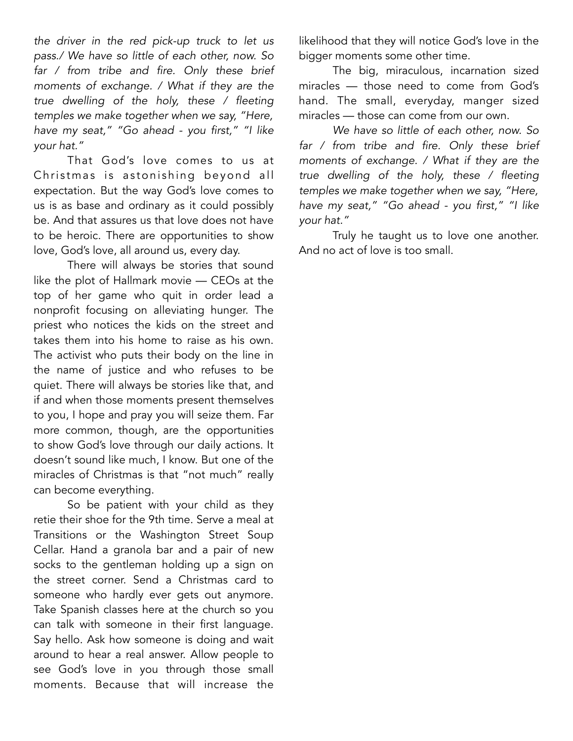*the driver in the red pick-up truck to let us pass./ We have so little of each other, now. So far / from tribe and fire. Only these brief moments of exchange. / What if they are the true dwelling of the holy, these / fleeting temples we make together when we say, "Here, have my seat," "Go ahead - you first," "I like your hat."*

That God's love comes to us at Christmas is astonishing beyond all expectation. But the way God's love comes to us is as base and ordinary as it could possibly be. And that assures us that love does not have to be heroic. There are opportunities to show love, God's love, all around us, every day.

There will always be stories that sound like the plot of Hallmark movie — CEOs at the top of her game who quit in order lead a nonprofit focusing on alleviating hunger. The priest who notices the kids on the street and takes them into his home to raise as his own. The activist who puts their body on the line in the name of justice and who refuses to be quiet. There will always be stories like that, and if and when those moments present themselves to you, I hope and pray you will seize them. Far more common, though, are the opportunities to show God's love through our daily actions. It doesn't sound like much, I know. But one of the miracles of Christmas is that "not much" really can become everything.

So be patient with your child as they retie their shoe for the 9th time. Serve a meal at Transitions or the Washington Street Soup Cellar. Hand a granola bar and a pair of new socks to the gentleman holding up a sign on the street corner. Send a Christmas card to someone who hardly ever gets out anymore. Take Spanish classes here at the church so you can talk with someone in their first language. Say hello. Ask how someone is doing and wait around to hear a real answer. Allow people to see God's love in you through those small moments. Because that will increase the likelihood that they will notice God's love in the bigger moments some other time.

The big, miraculous, incarnation sized miracles — those need to come from God's hand. The small, everyday, manger sized miracles — those can come from our own.

*We have so little of each other, now. So far / from tribe and fire. Only these brief moments of exchange. / What if they are the true dwelling of the holy, these / fleeting temples we make together when we say, "Here, have my seat," "Go ahead - you first," "I like your hat."*

Truly he taught us to love one another. And no act of love is too small.